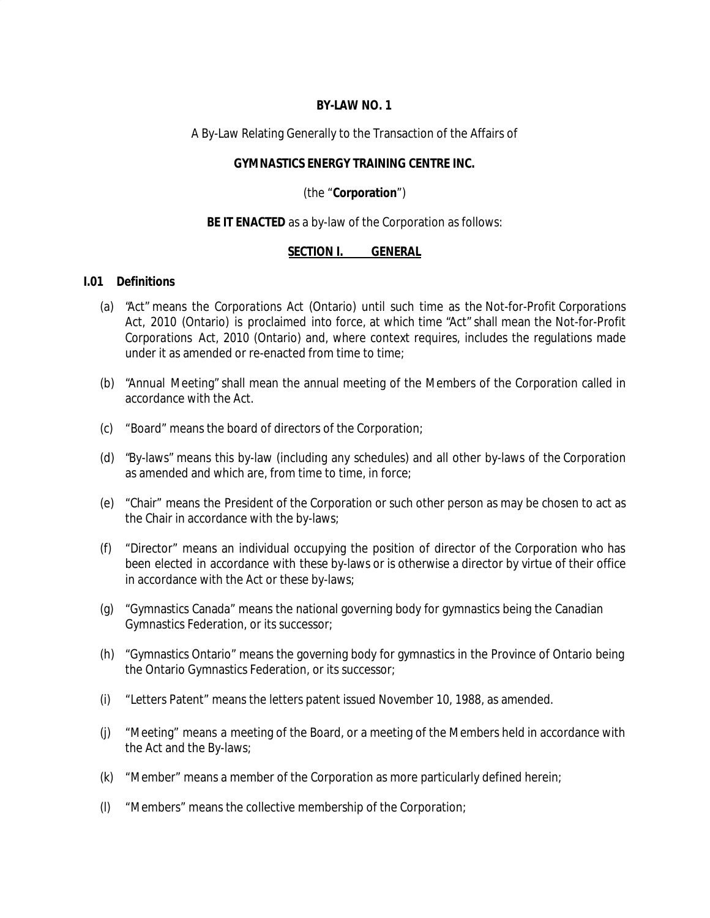# BY-LAW NO. 1

A By-Law Relating Generally to the Transaction of the Affairs of

**GYMNASTICS ENERGY TRAINING CENTRE INC.**

(the "**Corporation**")

**BE IT ENACTED** as a by-law of the Corporation as follows:

## SECTION I. GENERAL

### I.01 Definitions

(a) "Act" means the Corporations Act (Ontario) until such time as the Not-for-Profit Corporations Act, 2010 (Ontario) is proclaimed into force, at which time "Act" shall mean the Not-for-Profit Corporations Act, 2010 (Ontario) and, where context requires, includes the regulations made under it as amended or re-enacted from time to time;

(b) "Annual Meeting" shall mean the annual meeting of the Members of the Corporation called in accordance with the Act.

(c) "Board" means the board of directors of the Corporation;

(d) "By-laws" means this by-law (including any schedules) and all other by-laws of the Corporation as amended and which are, from time to time, in force;

(e) "Chair" means the President of the Corporation or such other person as may be chosen to act as the Chair in accordance with the by-laws;

(f) "Director" means an individual occupying the position of director of the Corporation who has been elected in accordance with these by-laws or is otherwise a director by virtue of their office in accordance with the Act or these by-laws;

(g) "Gymnastics Canada" means the national governing body for gymnastics being the Canadian Gymnastics Federation, or its successor;

(h) "Gymnastics Ontario" means the governing body for gymnastics in the Province of Ontario being the Ontario Gymnastics Federation, or its successor;

(i) "Letters Patent" means the letters patent issued November 10, 1988, as amended.

(j) "Meeting" means a meeting of the Board, or a meeting of the Members held in accordance with the Act and the By-laws;

(k) "Member" means a member of the Corporation as more particularly defined herein;

(l) "Members" means the collective membership of the Corporation;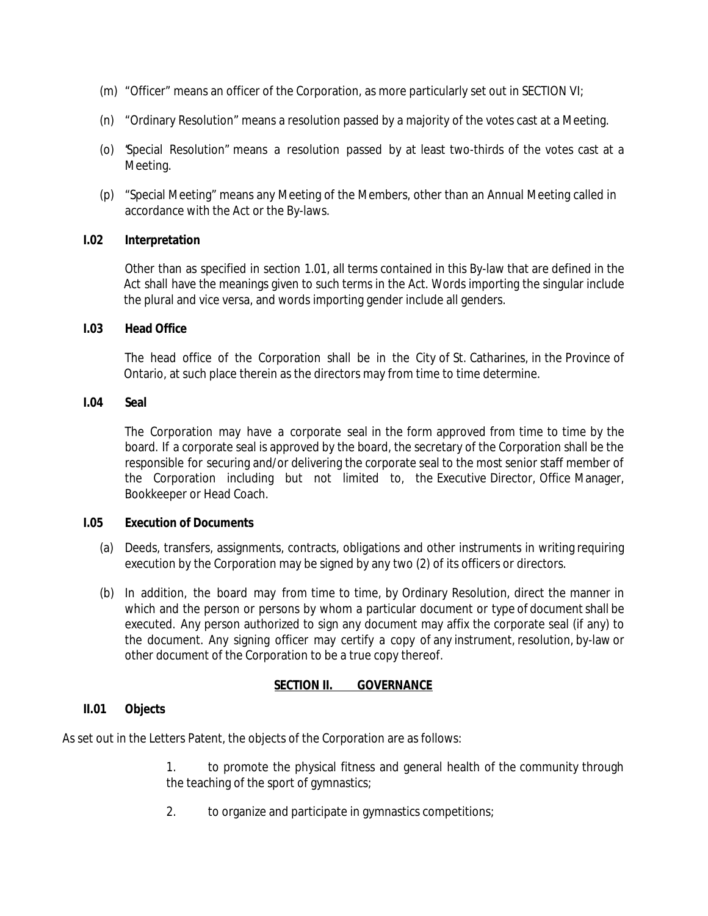(m) "Officer" means an officer of the Corporation, as more particularly set out in SECTION VI;

(n) "Ordinary Resolution" means a resolution passed by a majority of the votes cast at a Meeting.

(o) "Special Resolution" means a resolution passed by at least two-thirds of the votes cast at a Meeting.

(p) "Special Meeting" means any Meeting of the Members, other than an Annual Meeting called in accordance with the Act or the By-laws.

**I.02 Interpretation**

Other than as specified in section 1.01, all terms contained in this By-law that are defined in the Act shall have the meanings given to such terms in the Act. Words importing the singular include the plural and vice versa, and words importing gender include all genders.

**I.03 Head Office**

The head office of the Corporation shall be in the City of St. Catharines, in the Province of Ontario, at such place therein as the directors may from time to time determine.

**I.04 Seal**

The Corporation may have a corporate seal in the form approved from time to time by the board. If a corporate seal is approved by the board, the secretary of the Corporation shall be the responsible for securing and/or delivering the corporate seal to the most senior staff member of the Corporation including but not limited to, the Executive Director, Office Manager, Bookkeeper or Head Coach.

**I.05 Execution of Documents**

(a) Deeds, transfers, assignments, contracts, obligations and other instruments in writing requiring execution by the Corporation may be signed by any two (2) of its officers or directors.

(b) In addition, the board may from time to time, by Ordinary Resolution, direct the manner in which and the person or persons by whom a particular document or type of document shall be executed. Any person authorized to sign any document may affix the corporate seal (if any) to the document. Any signing officer may certify a copy of any instrument, resolution, by-law or other document of the Corporation to be a true copy thereof.

## SECTION II. GOVERNANCE

**II.01 Objects**

As set out in the Letters Patent, the objects of the Corporation are as follows:

1. to promote the physical fitness and general health of the community through the teaching of the sport of gymnastics;

2. to organize and participate in gymnastics competitions;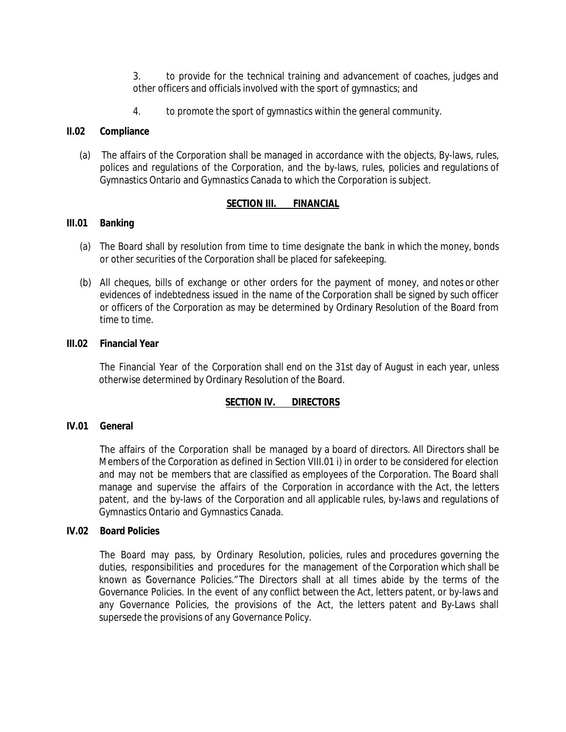3. to provide for the technical training and advancement of coaches, judges and other officers and officials involved with the sport of gymnastics; and

4. to promote the sport of gymnastics within the general community.

**II.02 Compliance**

(a) The affairs of the Corporation shall be managed in accordance with the objects, By-laws, rules, polices and regulations of the Corporation, and the by-laws, rules, policies and regulations of Gymnastics Ontario and Gymnastics Canada to which the Corporation is subject.

## SECTION III. FINANCIAL

**III.01 Banking**

(a) The Board shall by resolution from time to time designate the bank in which the money, bonds or other securities of the Corporation shall be placed for safekeeping.

(b) All cheques, bills of exchange or other orders for the payment of money, and notes or other evidences of indebtedness issued in the name of the Corporation shall be signed by such officer or officers of the Corporation as may be determined by Ordinary Resolution of the Board from time to time.

**III.02 Financial Year**

The Financial Year of the Corporation shall end on the 31st day of August in each year, unless otherwise determined by Ordinary Resolution of the Board.

## SECTION IV. DIRECTORS

**IV.01 General**

The affairs of the Corporation shall be managed by a board of directors. All Directors shall be Members of the Corporation as defined in Section VIII.01 i) in order to be considered for election and may not be members that are classified as employees of the Corporation. The Board shall manage and supervise the affairs of the Corporation in accordance with the Act, the letters patent, and the by-laws of the Corporation and all applicable rules, by-laws and regulations of Gymnastics Ontario and Gymnastics Canada.

**IV.02 Board Policies**

The Board may pass, by Ordinary Resolution, policies, rules and procedures governing the duties, responsibilities and procedures for the management of the Corporation which shall be known as "Governance Policies." The Directors shall at all times abide by the terms of the Governance Policies. In the event of any conflict between the Act, letters patent, or by-laws and any Governance Policies, the provisions of the Act, the letters patent and By-Laws shall supersede the provisions of any Governance Policy.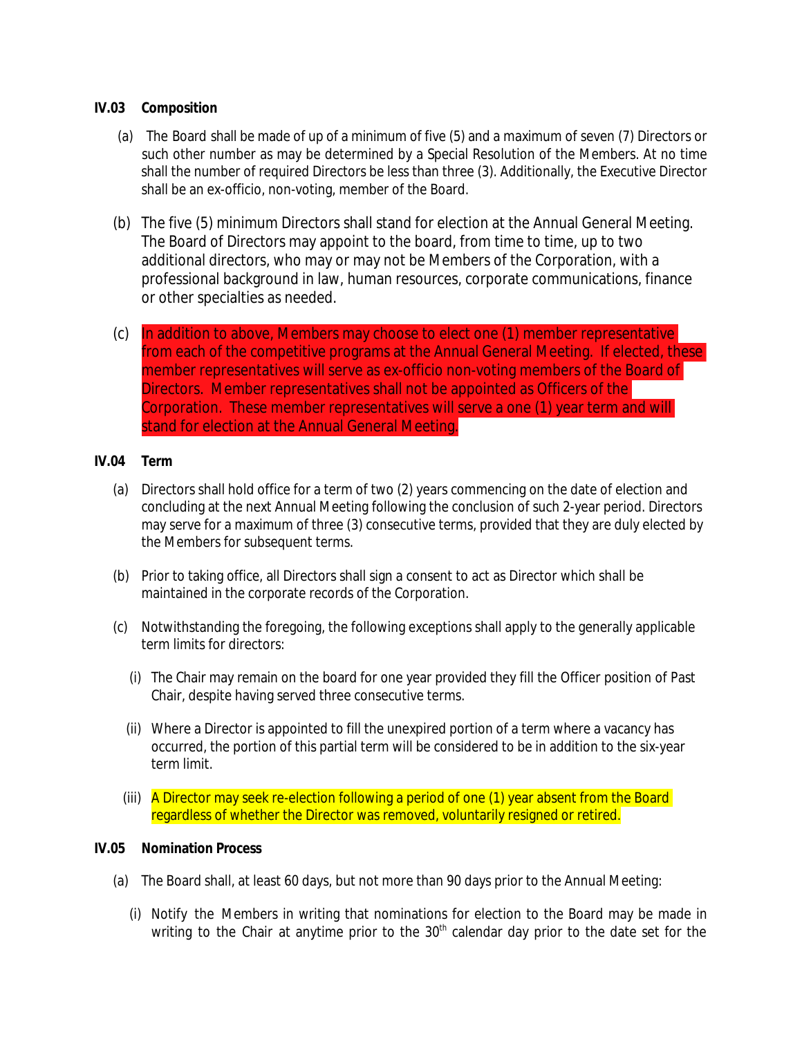**IV.03 Composition**

(a) The Board shall be made of up of a minimum of five (5) and a maximum of seven (7) Directors or such other number as may be determined by a Special Resolution of the Members. At no time shall the number of required Directors be less than three (3). Additionally, the Executive Director shall be an ex-officio, non-voting, member of the Board.

(b) The five (5) minimum Directors shall stand for election at the Annual General Meeting. The Board of Directors may appoint to the board, from time to time, up to two additional directors, who may or may not be Members of the Corporation, with a professional background in law, human resources, corporate communications, finance or other specialties as needed.

(c) In addition to above, Members may choose to elect one (1) member representative from each of the competitive programs at the Annual General Meeting. If elected, these member representatives will serve as ex-officio non-voting members of the Board of Directors. Member representatives shall not be appointed as Officers of the Corporation. These member representatives will serve a one (1) year term and will stand for election at the Annual General Meeting.

**IV.04 Term**

(a) Directors shall hold office for a term of two (2) years commencing on the date of election and concluding at the next Annual Meeting following the conclusion of such 2-year period. Directors may serve for a maximum of three (3) consecutive terms, provided that they are duly elected by the Members for subsequent terms.

(b) Prior to taking office, all Directors shall sign a consent to act as Director which shall be maintained in the corporate records of the Corporation.

(c) Notwithstanding the foregoing, the following exceptions shall apply to the generally applicable term limits for directors:

(i) The Chair may remain on the board for one year provided they fill the Officer position of Past Chair, despite having served three consecutive terms.

(ii) Where a Director is appointed to fill the unexpired portion of a term where a vacancy has occurred, the portion of this partial term will be considered to be in addition to the six-year term limit.

(iii) A Director may seek re-election following a period of one (1) year absent from the Board regardless of whether the Director was removed, voluntarily resigned or retired.

**IV.05 Nomination Process**

(a) The Board shall, at least 60 days, but not more than 90 days prior to the Annual Meeting:

(i) Notify the Members in writing that nominations for election to the Board may be made in writing to the Chair at anytime prior to the 30th calendar day prior to the date set for the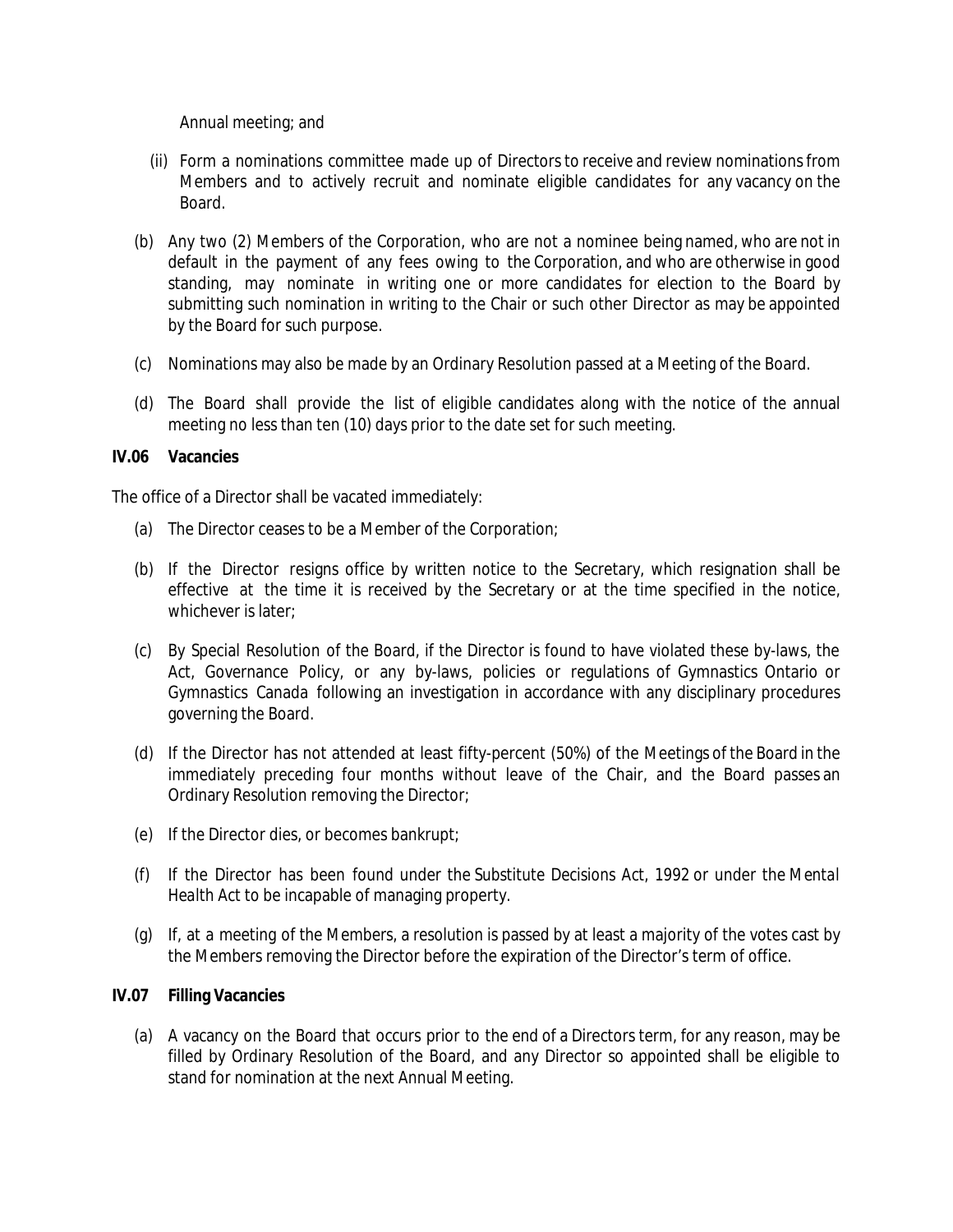Annual meeting; and

(ii) Form a nominations committee made up of Directors to receive and review nominations from Members and to actively recruit and nominate eligible candidates for any vacancy on the Board.

(b) Any two (2) Members of the Corporation, who are not a nominee being named, who are not in default in the payment of any fees owing to the Corporation, and who are otherwise in good standing, may nominate in writing one or more candidates for election to the Board by submitting such nomination in writing to the Chair or such other Director as may be appointed by the Board for such purpose.

(c) Nominations may also be made by an Ordinary Resolution passed at a Meeting of the Board.

(d) The Board shall provide the list of eligible candidates along with the notice of the annual meeting no less than ten (10) days prior to the date set for such meeting.

**IV.06 Vacancies**

The office of a Director shall be vacated immediately:

(a) The Director ceases to be a Member of the Corporation;

(b) If the Director resigns office by written notice to the Secretary, which resignation shall be effective at the time it is received by the Secretary or at the time specified in the notice, whichever is later;

(c) By Special Resolution of the Board, if the Director is found to have violated these by-laws, the Act, Governance Policy, or any by-laws, policies or regulations of Gymnastics Ontario or Gymnastics Canada following an investigation in accordance with any disciplinary procedures governing the Board.

(d) If the Director has not attended at least fifty-percent (50%) of the Meetings of the Board in the immediately preceding four months without leave of the Chair, and the Board passes an Ordinary Resolution removing the Director;

(e) If the Director dies, or becomes bankrupt;

(f) If the Director has been found under the Substitute Decisions Act, 1992 or under the *Mental Health Act* to be incapable of managing property.

(g) If, at a meeting of the Members, a resolution is passed by at least a majority of the votes cast by the Members removing the Director before the expiration of the Director's term of office.

**IV.07 Filling Vacancies**

(a) A vacancy on the Board that occurs prior to the end of a Directors term, for any reason, may be filled by Ordinary Resolution of the Board, and any Director so appointed shall be eligible to stand for nomination at the next Annual Meeting.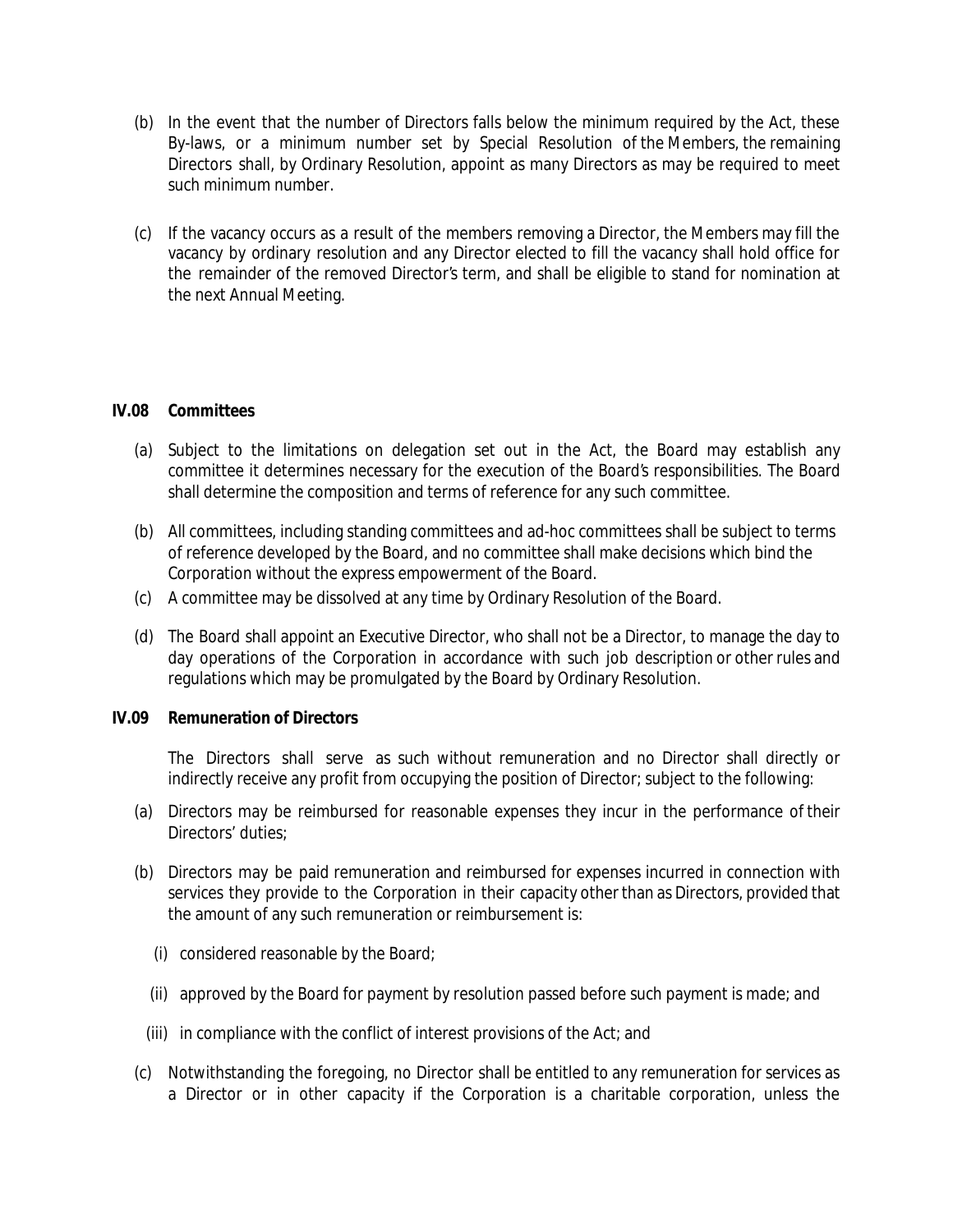(b) In the event that the number of Directors falls below the minimum required by the Act, these By-laws, or a minimum number set by Special Resolution of the Members, the remaining Directors shall, by Ordinary Resolution, appoint as many Directors as may be required to meet such minimum number.

(c) If the vacancy occurs as a result of the members removing a Director, the Members may fill the vacancy by ordinary resolution and any Director elected to fill the vacancy shall hold office for the remainder of the removed Director's term, and shall be eligible to stand for nomination at the next Annual Meeting.

**IV.08 Committees**

(a) Subject to the limitations on delegation set out in the Act, the Board may establish any committee it determines necessary for the execution of the Board's responsibilities. The Board shall determine the composition and terms of reference for any such committee.

(b) All committees, including standing committees and ad-hoc committees shall be subject to terms of reference developed by the Board, and no committee shall make decisions which bind the Corporation without the express empowerment of the Board.

(c) A committee may be dissolved at any time by Ordinary Resolution of the Board.

(d) The Board shall appoint an Executive Director, who shall not be a Director, to manage the day to day operations of the Corporation in accordance with such job description or other rules and regulations which may be promulgated by the Board by Ordinary Resolution.

**IV.09 Remuneration of Directors**

The Directors shall serve as such without remuneration and no Director shall directly or indirectly receive any profit from occupying the position of Director; subject to the following:

(a) Directors may be reimbursed for reasonable expenses they incur in the performance of their Directors' duties;

(b) Directors may be paid remuneration and reimbursed for expenses incurred in connection with services they provide to the Corporation in their capacity other than as Directors, provided that the amount of any such remuneration or reimbursement is:

  (i) considered reasonable by the Board;

  (ii) approved by the Board for payment by resolution passed before such payment is made; and

  (iii) in compliance with the conflict of interest provisions of the Act; and

(c) Notwithstanding the foregoing, no Director shall be entitled to any remuneration for services as a Director or in other capacity if the Corporation is a charitable corporation, unless the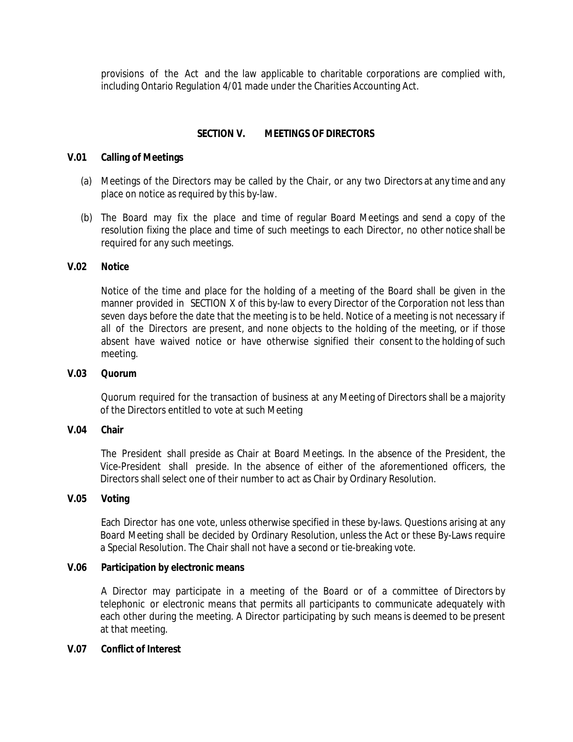provisions of the Act and the law applicable to charitable corporations are complied with, including Ontario Regulation 4/01 made under the Charities Accounting Act.

## SECTION V. MEETINGS OF DIRECTORS

### V.01 Calling of Meetings

(a) Meetings of the Directors may be called by the Chair, or any two Directors at any time and any place on notice as required by this by-law.

(b) The Board may fix the place and time of regular Board Meetings and send a copy of the resolution fixing the place and time of such meetings to each Director, no other notice shall be required for any such meetings.

### V.02 Notice

Notice of the time and place for the holding of a meeting of the Board shall be given in the manner provided in SECTION X of this by-law to every Director of the Corporation not less than seven days before the date that the meeting is to be held. Notice of a meeting is not necessary if all of the Directors are present, and none objects to the holding of the meeting, or if those absent have waived notice or have otherwise signified their consent to the holding of such meeting.

### V.03 Quorum

Quorum required for the transaction of business at any Meeting of Directors shall be a majority of the Directors entitled to vote at such Meeting

### V.04 Chair

The President shall preside as Chair at Board Meetings. In the absence of the President, the Vice-President shall preside. In the absence of either of the aforementioned officers, the Directors shall select one of their number to act as Chair by Ordinary Resolution.

### V.05 Voting

Each Director has one vote, unless otherwise specified in these by-laws. Questions arising at any Board Meeting shall be decided by Ordinary Resolution, unless the Act or these By-Laws require a Special Resolution. The Chair shall not have a second or tie-breaking vote.

### V.06 Participation by electronic means

A Director may participate in a meeting of the Board or of a committee of Directors by telephonic or electronic means that permits all participants to communicate adequately with each other during the meeting. A Director participating by such means is deemed to be present at that meeting.

### V.07 Conflict of Interest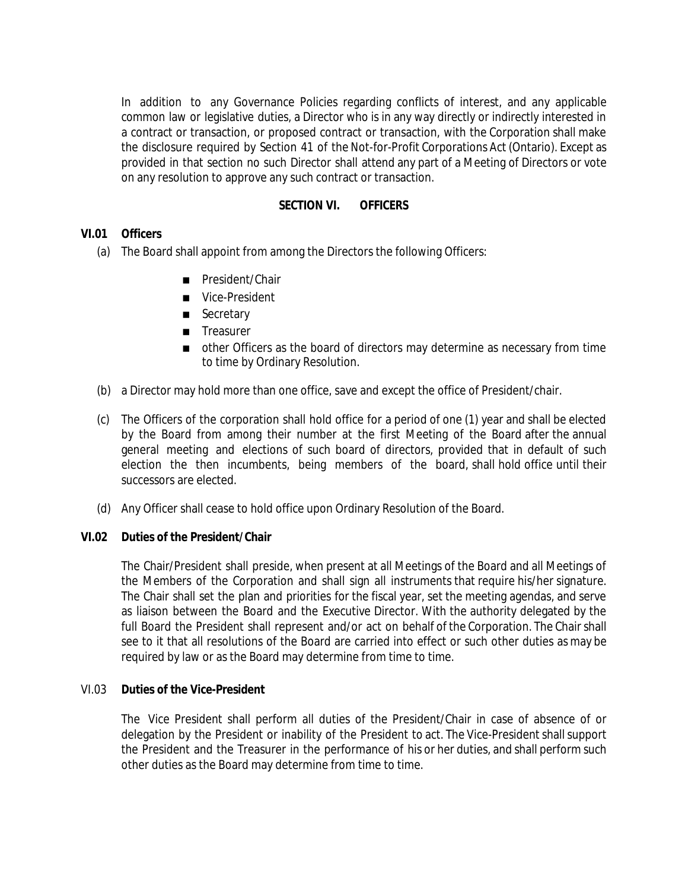In addition to any Governance Policies regarding conflicts of interest, and any applicable common law or legislative duties, a Director who is in any way directly or indirectly interested in a contract or transaction, or proposed contract or transaction, with the Corporation shall make the disclosure required by Section 41 of the Not-for-Profit Corporations Act (Ontario). Except as provided in that section no such Director shall attend any part of a Meeting of Directors or vote on any resolution to approve any such contract or transaction.

## SECTION VI. OFFICERS

### VI.01 Officers

(a) The Board shall appoint from among the Directors the following Officers:

- President/Chair
- Vice-President
- Secretary
- Treasurer
- other Officers as the board of directors may determine as necessary from time to time by Ordinary Resolution.

(b) a Director may hold more than one office, save and except the office of President/chair.

(c) The Officers of the corporation shall hold office for a period of one (1) year and shall be elected by the Board from among their number at the first Meeting of the Board after the annual general meeting and elections of such board of directors, provided that in default of such election the then incumbents, being members of the board, shall hold office until their successors are elected.

(d) Any Officer shall cease to hold office upon Ordinary Resolution of the Board.

### VI.02 Duties of the President/Chair

The Chair/President shall preside, when present at all Meetings of the Board and all Meetings of the Members of the Corporation and shall sign all instruments that require his/her signature. The Chair shall set the plan and priorities for the fiscal year, set the meeting agendas, and serve as liaison between the Board and the Executive Director. With the authority delegated by the full Board the President shall represent and/or act on behalf of the Corporation. The Chair shall see to it that all resolutions of the Board are carried into effect or such other duties as may be required by law or as the Board may determine from time to time.

### VI.03 Duties of the Vice-President

The Vice President shall perform all duties of the President/Chair in case of absence of or delegation by the President or inability of the President to act. The Vice-President shall support the President and the Treasurer in the performance of his or her duties, and shall perform such other duties as the Board may determine from time to time.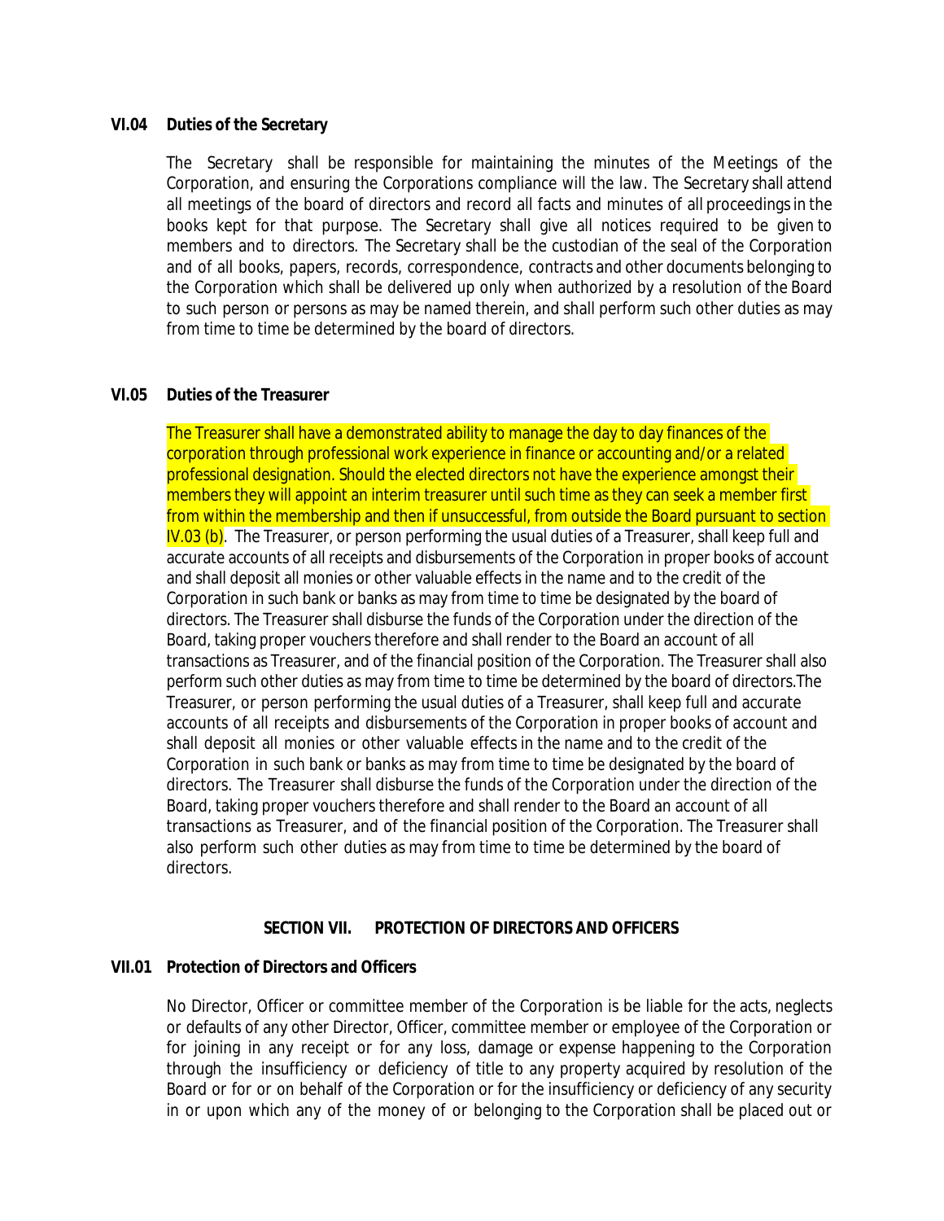**VI.04 Duties of the Secretary**

The Secretary shall be responsible for maintaining the minutes of the Meetings of the Corporation, and ensuring the Corporations compliance will the law. The Secretary shall attend all meetings of the board of directors and record all facts and minutes of all proceedings in the books kept for that purpose. The Secretary shall give all notices required to be given to members and to directors. The Secretary shall be the custodian of the seal of the Corporation and of all books, papers, records, correspondence, contracts and other documents belonging to the Corporation which shall be delivered up only when authorized by a resolution of the Board to such person or persons as may be named therein, and shall perform such other duties as may from time to time be determined by the board of directors.

**VI.05 Duties of the Treasurer**

The Treasurer shall have a demonstrated ability to manage the day to day finances of the corporation through professional work experience in finance or accounting and/or a related professional designation. Should the elected directors not have the experience amongst their members they will appoint an interim treasurer until such time as they can seek a member first from within the membership and then if unsuccessful, from outside the Board pursuant to section IV.03 (b). The Treasurer, or person performing the usual duties of a Treasurer, shall keep full and accurate accounts of all receipts and disbursements of the Corporation in proper books of account and shall deposit all monies or other valuable effects in the name and to the credit of the Corporation in such bank or banks as may from time to time be designated by the board of directors. The Treasurer shall disburse the funds of the Corporation under the direction of the Board, taking proper vouchers therefore and shall render to the Board an account of all transactions as Treasurer, and of the financial position of the Corporation. The Treasurer shall also perform such other duties as may from time to time be determined by the board of directors.The Treasurer, or person performing the usual duties of a Treasurer, shall keep full and accurate accounts of all receipts and disbursements of the Corporation in proper books of account and shall deposit all monies or other valuable effects in the name and to the credit of the Corporation in such bank or banks as may from time to time be designated by the board of directors. The Treasurer shall disburse the funds of the Corporation under the direction of the Board, taking proper vouchers therefore and shall render to the Board an account of all transactions as Treasurer, and of the financial position of the Corporation. The Treasurer shall also perform such other duties as may from time to time be determined by the board of directors.

## SECTION VII. PROTECTION OF DIRECTORS AND OFFICERS

**VII.01 Protection of Directors and Officers**

No Director, Officer or committee member of the Corporation is be liable for the acts, neglects or defaults of any other Director, Officer, committee member or employee of the Corporation or for joining in any receipt or for any loss, damage or expense happening to the Corporation through the insufficiency or deficiency of title to any property acquired by resolution of the Board or for or on behalf of the Corporation or for the insufficiency or deficiency of any security in or upon which any of the money of or belonging to the Corporation shall be placed out or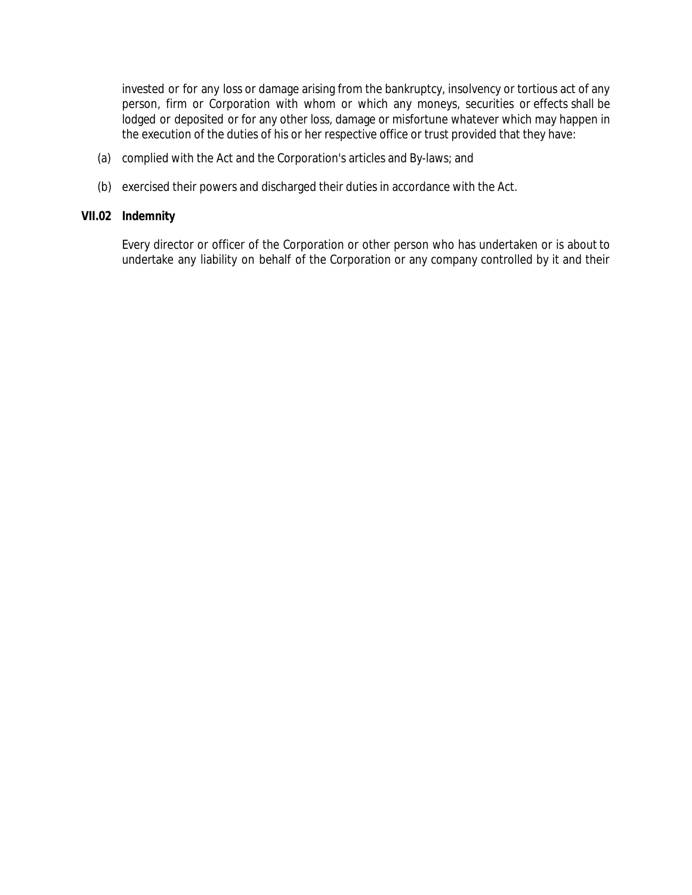invested or for any loss or damage arising from the bankruptcy, insolvency or tortious act of any person, firm or Corporation with whom or which any moneys, securities or effects shall be lodged or deposited or for any other loss, damage or misfortune whatever which may happen in the execution of the duties of his or her respective office or trust provided that they have:

(a) complied with the Act and the Corporation's articles and By-laws; and

(b) exercised their powers and discharged their duties in accordance with the Act.

**VII.02 Indemnity**

Every director or officer of the Corporation or other person who has undertaken or is about to undertake any liability on behalf of the Corporation or any company controlled by it and their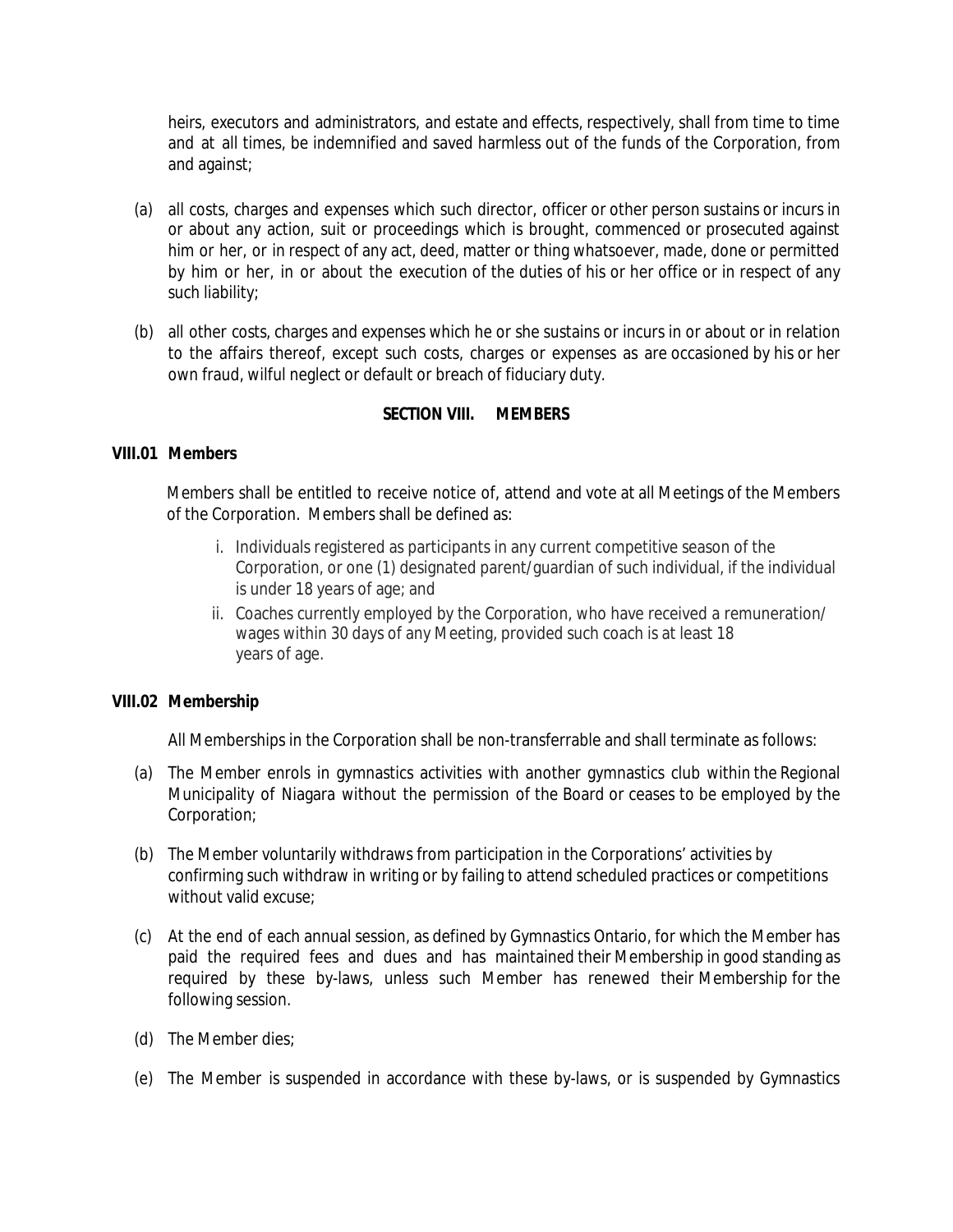heirs, executors and administrators, and estate and effects, respectively, shall from time to time and at all times, be indemnified and saved harmless out of the funds of the Corporation, from and against;

(a) all costs, charges and expenses which such director, officer or other person sustains or incurs in or about any action, suit or proceedings which is brought, commenced or prosecuted against him or her, or in respect of any act, deed, matter or thing whatsoever, made, done or permitted by him or her, in or about the execution of the duties of his or her office or in respect of any such liability;

(b) all other costs, charges and expenses which he or she sustains or incurs in or about or in relation to the affairs thereof, except such costs, charges or expenses as are occasioned by his or her own fraud, wilful neglect or default or breach of fiduciary duty.

## SECTION VIII. MEMBERS

### VIII.01 Members

Members shall be entitled to receive notice of, attend and vote at all Meetings of the Members of the Corporation. Members shall be defined as:

i. Individuals registered as participants in any current competitive season of the Corporation, or one (1) designated parent/guardian of such individual, if the individual is under 18 years of age; and
ii. Coaches currently employed by the Corporation, who have received a remuneration/ wages within 30 days of any Meeting, provided such coach is at least 18 years of age.

### VIII.02 Membership

All Memberships in the Corporation shall be non-transferrable and shall terminate as follows:

(a) The Member enrols in gymnastics activities with another gymnastics club within the Regional Municipality of Niagara without the permission of the Board or ceases to be employed by the Corporation;

(b) The Member voluntarily withdraws from participation in the Corporations' activities by confirming such withdraw in writing or by failing to attend scheduled practices or competitions without valid excuse;

(c) At the end of each annual session, as defined by Gymnastics Ontario, for which the Member has paid the required fees and dues and has maintained their Membership in good standing as required by these by-laws, unless such Member has renewed their Membership for the following session.

(d) The Member dies;

(e) The Member is suspended in accordance with these by-laws, or is suspended by Gymnastics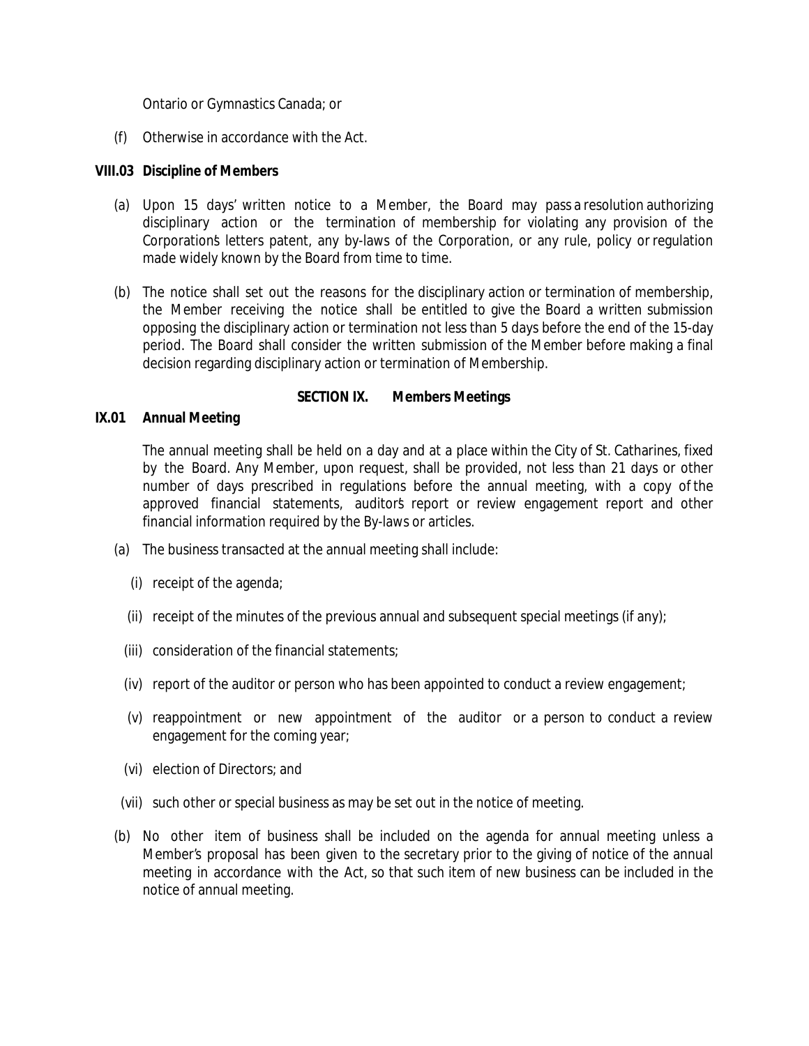Ontario or Gymnastics Canada; or

(f) Otherwise in accordance with the Act.

**VIII.03 Discipline of Members**

(a) Upon 15 days' written notice to a Member, the Board may pass a resolution authorizing disciplinary action or the termination of membership for violating any provision of the Corporation's letters patent, any by-laws of the Corporation, or any rule, policy or regulation made widely known by the Board from time to time.

(b) The notice shall set out the reasons for the disciplinary action or termination of membership, the Member receiving the notice shall be entitled to give the Board a written submission opposing the disciplinary action or termination not less than 5 days before the end of the 15-day period. The Board shall consider the written submission of the Member before making a final decision regarding disciplinary action or termination of Membership.

## SECTION IX. Members Meetings

**IX.01 Annual Meeting**

The annual meeting shall be held on a day and at a place within the City of St. Catharines, fixed by the Board. Any Member, upon request, shall be provided, not less than 21 days or other number of days prescribed in regulations before the annual meeting, with a copy of the approved financial statements, auditor's report or review engagement report and other financial information required by the By-laws or articles.

(a) The business transacted at the annual meeting shall include:

(i) receipt of the agenda;

(ii) receipt of the minutes of the previous annual and subsequent special meetings (if any);

(iii) consideration of the financial statements;

(iv) report of the auditor or person who has been appointed to conduct a review engagement;

(v) reappointment or new appointment of the auditor or a person to conduct a review engagement for the coming year;

(vi) election of Directors; and

(vii) such other or special business as may be set out in the notice of meeting.

(b) No other item of business shall be included on the agenda for annual meeting unless a Member's proposal has been given to the secretary prior to the giving of notice of the annual meeting in accordance with the Act, so that such item of new business can be included in the notice of annual meeting.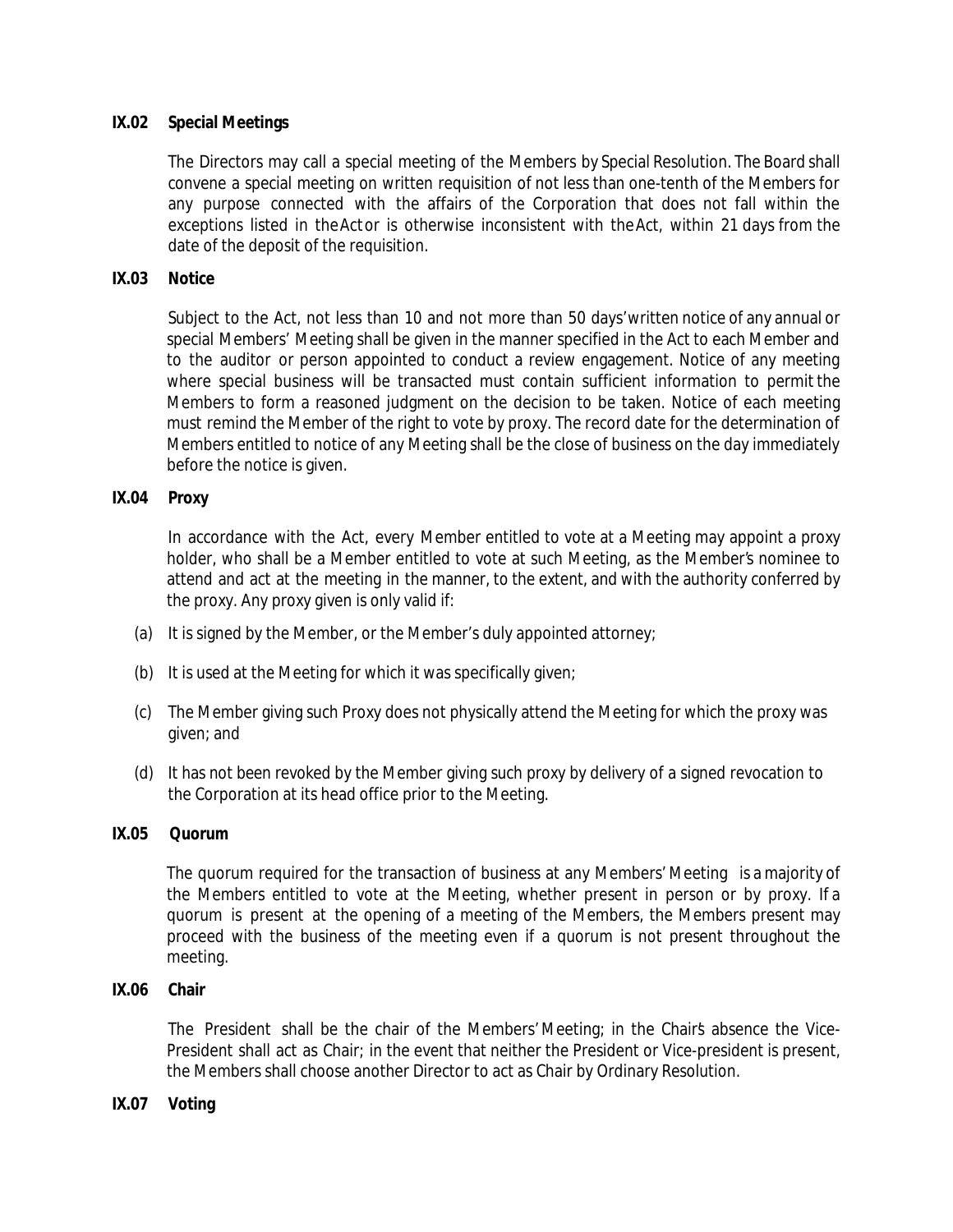### IX.02 Special Meetings

The Directors may call a special meeting of the Members by Special Resolution. The Board shall convene a special meeting on written requisition of not less than one-tenth of the Members for any purpose connected with the affairs of the Corporation that does not fall within the exceptions listed in the Act or is otherwise inconsistent with the Act, within 21 days from the date of the deposit of the requisition.

### IX.03 Notice

Subject to the Act, not less than 10 and not more than 50 days' written notice of any annual or special Members' Meeting shall be given in the manner specified in the Act to each Member and to the auditor or person appointed to conduct a review engagement. Notice of any meeting where special business will be transacted must contain sufficient information to permit the Members to form a reasoned judgment on the decision to be taken. Notice of each meeting must remind the Member of the right to vote by proxy. The record date for the determination of Members entitled to notice of any Meeting shall be the close of business on the day immediately before the notice is given.

### IX.04 Proxy

In accordance with the Act, every Member entitled to vote at a Meeting may appoint a proxy holder, who shall be a Member entitled to vote at such Meeting, as the Member's nominee to attend and act at the meeting in the manner, to the extent, and with the authority conferred by the proxy. Any proxy given is only valid if:

(a) It is signed by the Member, or the Member's duly appointed attorney;

(b) It is used at the Meeting for which it was specifically given;

(c) The Member giving such Proxy does not physically attend the Meeting for which the proxy was given; and

(d) It has not been revoked by the Member giving such proxy by delivery of a signed revocation to the Corporation at its head office prior to the Meeting.

### IX.05 Quorum

The quorum required for the transaction of business at any Members' Meeting is a majority of the Members entitled to vote at the Meeting, whether present in person or by proxy. If a quorum is present at the opening of a meeting of the Members, the Members present may proceed with the business of the meeting even if a quorum is not present throughout the meeting.

### IX.06 Chair

The President shall be the chair of the Members' Meeting; in the Chair's absence the Vice-President shall act as Chair; in the event that neither the President or Vice-president is present, the Members shall choose another Director to act as Chair by Ordinary Resolution.

### IX.07 Voting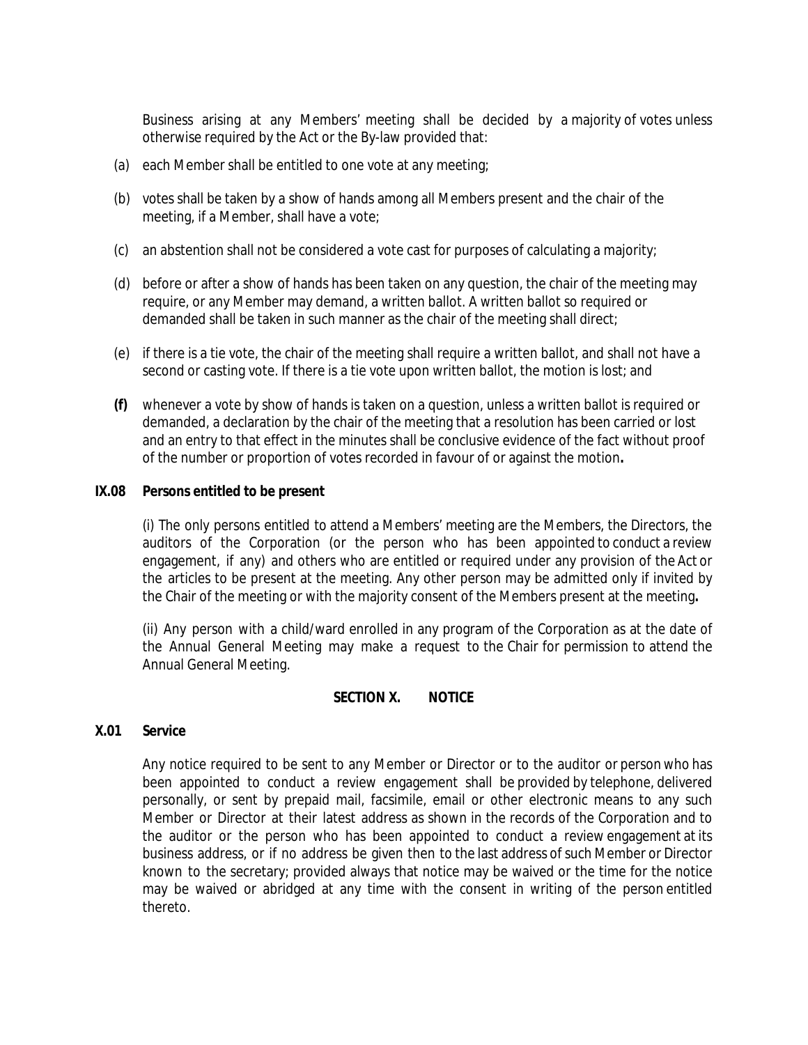Business arising at any Members' meeting shall be decided by a majority of votes unless otherwise required by the Act or the By-law provided that:

(a) each Member shall be entitled to one vote at any meeting;

(b) votes shall be taken by a show of hands among all Members present and the chair of the meeting, if a Member, shall have a vote;

(c) an abstention shall not be considered a vote cast for purposes of calculating a majority;

(d) before or after a show of hands has been taken on any question, the chair of the meeting may require, or any Member may demand, a written ballot. A written ballot so required or demanded shall be taken in such manner as the chair of the meeting shall direct;

(e) if there is a tie vote, the chair of the meeting shall require a written ballot, and shall not have a second or casting vote. If there is a tie vote upon written ballot, the motion is lost; and

**(f)** whenever a vote by show of hands is taken on a question, unless a written ballot is required or demanded, a declaration by the chair of the meeting that a resolution has been carried or lost and an entry to that effect in the minutes shall be conclusive evidence of the fact without proof of the number or proportion of votes recorded in favour of or against the motion**.**

**IX.08 Persons entitled to be present**

(i) The only persons entitled to attend a Members' meeting are the Members, the Directors, the auditors of the Corporation (or the person who has been appointed to conduct a review engagement, if any) and others who are entitled or required under any provision of the Act or the articles to be present at the meeting. Any other person may be admitted only if invited by the Chair of the meeting or with the majority consent of the Members present at the meeting**.**

(ii) Any person with a child/ward enrolled in any program of the Corporation as at the date of the Annual General Meeting may make a request to the Chair for permission to attend the Annual General Meeting.

## SECTION X. NOTICE

**X.01 Service**

Any notice required to be sent to any Member or Director or to the auditor or person who has been appointed to conduct a review engagement shall be provided by telephone, delivered personally, or sent by prepaid mail, facsimile, email or other electronic means to any such Member or Director at their latest address as shown in the records of the Corporation and to the auditor or the person who has been appointed to conduct a review engagement at its business address, or if no address be given then to the last address of such Member or Director known to the secretary; provided always that notice may be waived or the time for the notice may be waived or abridged at any time with the consent in writing of the person entitled thereto.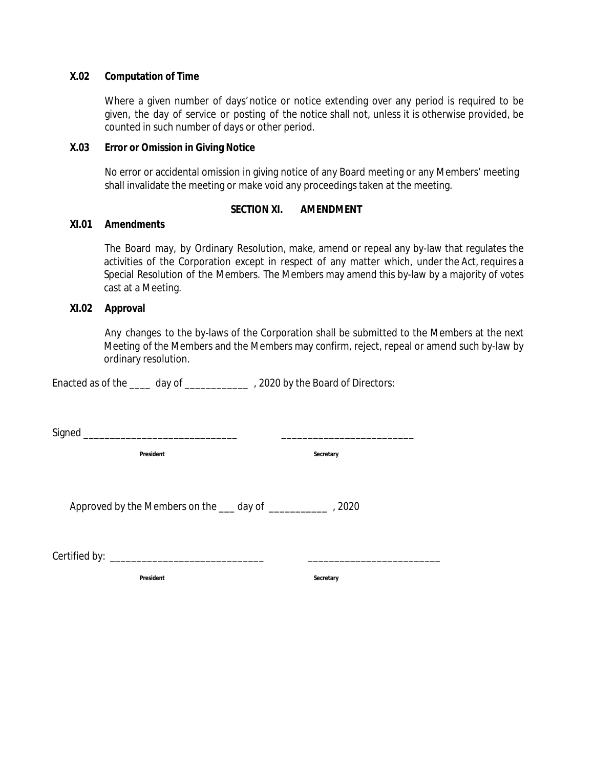**X.02 Computation of Time**

Where a given number of days' notice or notice extending over any period is required to be given, the day of service or posting of the notice shall not, unless it is otherwise provided, be counted in such number of days or other period.

**X.03 Error or Omission in Giving Notice**

No error or accidental omission in giving notice of any Board meeting or any Members' meeting shall invalidate the meeting or make void any proceedings taken at the meeting.

## SECTION XI. AMENDMENT

**XI.01 Amendments**

The Board may, by Ordinary Resolution, make, amend or repeal any by-law that regulates the activities of the Corporation except in respect of any matter which, under the Act, requires a Special Resolution of the Members. The Members may amend this by-law by a majority of votes cast at a Meeting.

**XI.02 Approval**

Any changes to the by-laws of the Corporation shall be submitted to the Members at the next Meeting of the Members and the Members may confirm, reject, repeal or amend such by-law by ordinary resolution.

Enacted as of the ____ day of ____________ , 2020 by the Board of Directors:

Signed _____________________________ _________________________

**President** **Secretary**

Approved by the Members on the ___ day of ___________ , 2020

Certified by: _____________________________ _________________________

**President** **Secretary**